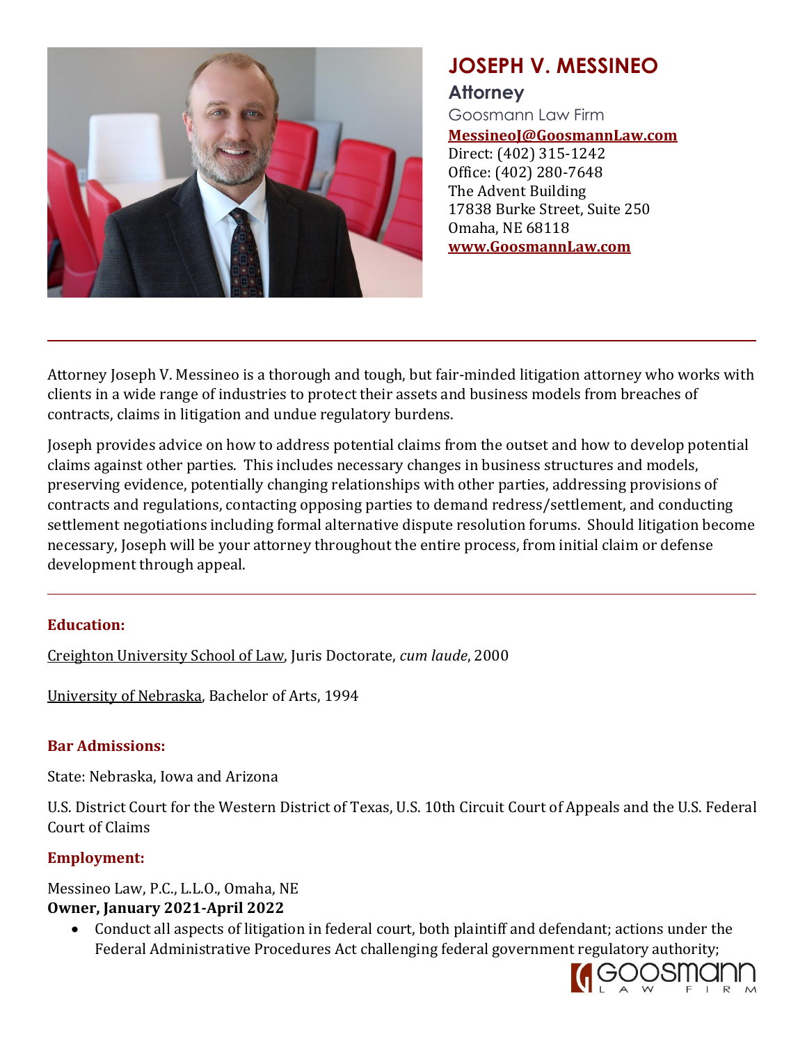# JOSEPH V. MESSINEO

## Attorney

Goosmann Law Firm
**MessineoJ@GoosmannLaw.com**
Direct: (402) 315-1242
Office: (402) 280-7648
The Advent Building
17838 Burke Street, Suite 250
Omaha, NE 68118
**www.GoosmannLaw.com**

---

Attorney Joseph V. Messineo is a thorough and tough, but fair-minded litigation attorney who works with clients in a wide range of industries to protect their assets and business models from breaches of contracts, claims in litigation and undue regulatory burdens.

Joseph provides advice on how to address potential claims from the outset and how to develop potential claims against other parties. This includes necessary changes in business structures and models, preserving evidence, potentially changing relationships with other parties, addressing provisions of contracts and regulations, contacting opposing parties to demand redress/settlement, and conducting settlement negotiations including formal alternative dispute resolution forums. Should litigation become necessary, Joseph will be your attorney throughout the entire process, from initial claim or defense development through appeal.

---

### Education:

Creighton University School of Law, Juris Doctorate, *cum laude*, 2000

University of Nebraska, Bachelor of Arts, 1994

### Bar Admissions:

State: Nebraska, Iowa and Arizona

U.S. District Court for the Western District of Texas, U.S. 10th Circuit Court of Appeals and the U.S. Federal Court of Claims

### Employment:

Messineo Law, P.C., L.L.O., Omaha, NE
**Owner, January 2021-April 2022**

- Conduct all aspects of litigation in federal court, both plaintiff and defendant; actions under the Federal Administrative Procedures Act challenging federal government regulatory authority;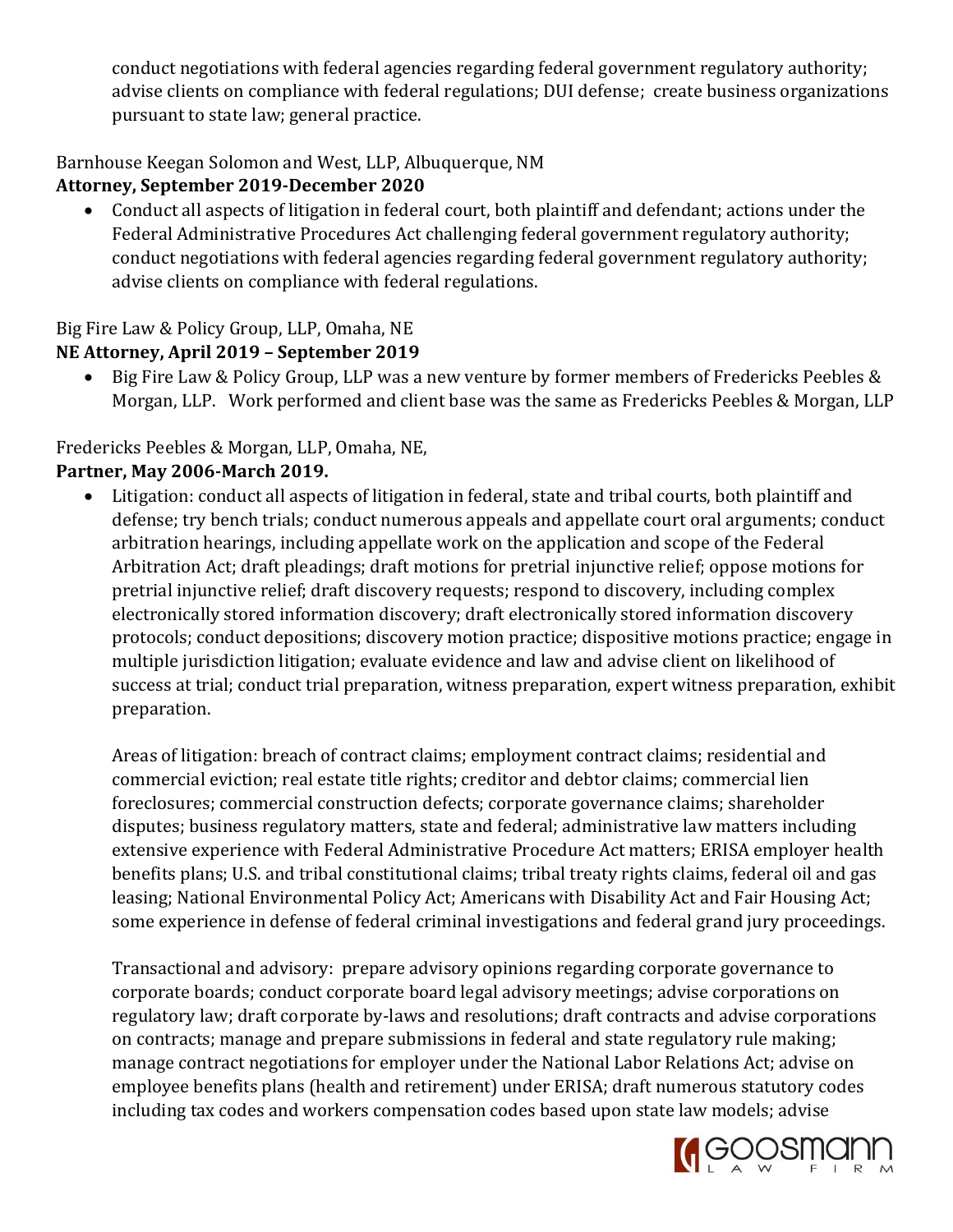conduct negotiations with federal agencies regarding federal government regulatory authority; advise clients on compliance with federal regulations; DUI defense; create business organizations pursuant to state law; general practice.

Barnhouse Keegan Solomon and West, LLP, Albuquerque, NM

**Attorney, September 2019-December 2020**

- Conduct all aspects of litigation in federal court, both plaintiff and defendant; actions under the Federal Administrative Procedures Act challenging federal government regulatory authority; conduct negotiations with federal agencies regarding federal government regulatory authority; advise clients on compliance with federal regulations.

Big Fire Law & Policy Group, LLP, Omaha, NE

**NE Attorney, April 2019 – September 2019**

- Big Fire Law & Policy Group, LLP was a new venture by former members of Fredericks Peebles & Morgan, LLP. Work performed and client base was the same as Fredericks Peebles & Morgan, LLP

Fredericks Peebles & Morgan, LLP, Omaha, NE,

**Partner, May 2006-March 2019.**

- Litigation: conduct all aspects of litigation in federal, state and tribal courts, both plaintiff and defense; try bench trials; conduct numerous appeals and appellate court oral arguments; conduct arbitration hearings, including appellate work on the application and scope of the Federal Arbitration Act; draft pleadings; draft motions for pretrial injunctive relief; oppose motions for pretrial injunctive relief; draft discovery requests; respond to discovery, including complex electronically stored information discovery; draft electronically stored information discovery protocols; conduct depositions; discovery motion practice; dispositive motions practice; engage in multiple jurisdiction litigation; evaluate evidence and law and advise client on likelihood of success at trial; conduct trial preparation, witness preparation, expert witness preparation, exhibit preparation.

  Areas of litigation: breach of contract claims; employment contract claims; residential and commercial eviction; real estate title rights; creditor and debtor claims; commercial lien foreclosures; commercial construction defects; corporate governance claims; shareholder disputes; business regulatory matters, state and federal; administrative law matters including extensive experience with Federal Administrative Procedure Act matters; ERISA employer health benefits plans; U.S. and tribal constitutional claims; tribal treaty rights claims, federal oil and gas leasing; National Environmental Policy Act; Americans with Disability Act and Fair Housing Act; some experience in defense of federal criminal investigations and federal grand jury proceedings.

  Transactional and advisory: prepare advisory opinions regarding corporate governance to corporate boards; conduct corporate board legal advisory meetings; advise corporations on regulatory law; draft corporate by-laws and resolutions; draft contracts and advise corporations on contracts; manage and prepare submissions in federal and state regulatory rule making; manage contract negotiations for employer under the National Labor Relations Act; advise on employee benefits plans (health and retirement) under ERISA; draft numerous statutory codes including tax codes and workers compensation codes based upon state law models; advise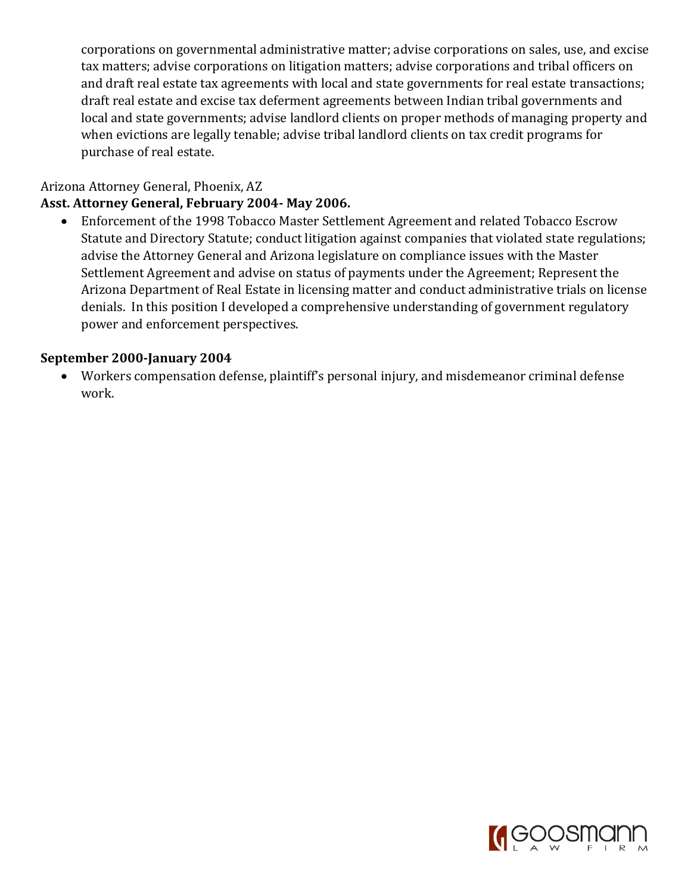corporations on governmental administrative matter; advise corporations on sales, use, and excise tax matters; advise corporations on litigation matters; advise corporations and tribal officers on and draft real estate tax agreements with local and state governments for real estate transactions; draft real estate and excise tax deferment agreements between Indian tribal governments and local and state governments; advise landlord clients on proper methods of managing property and when evictions are legally tenable; advise tribal landlord clients on tax credit programs for purchase of real estate.

Arizona Attorney General, Phoenix, AZ

**Asst. Attorney General, February 2004- May 2006.**

- Enforcement of the 1998 Tobacco Master Settlement Agreement and related Tobacco Escrow Statute and Directory Statute; conduct litigation against companies that violated state regulations; advise the Attorney General and Arizona legislature on compliance issues with the Master Settlement Agreement and advise on status of payments under the Agreement; Represent the Arizona Department of Real Estate in licensing matter and conduct administrative trials on license denials. In this position I developed a comprehensive understanding of government regulatory power and enforcement perspectives.

**September 2000-January 2004**

- Workers compensation defense, plaintiff's personal injury, and misdemeanor criminal defense work.